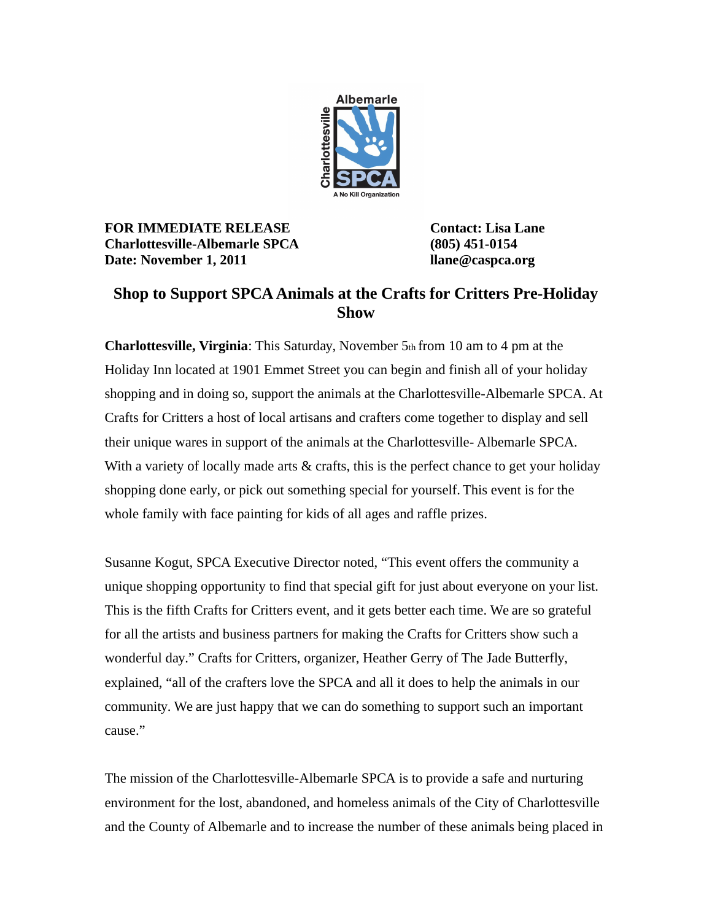**FOR IMMEDIATE RELEASE**
**Charlottesville-Albemarle SPCA**
**Date: November 1, 2011**

**Contact: Lisa Lane**
**(805) 451-0154**
**llane@caspca.org**

## Shop to Support SPCA Animals at the Crafts for Critters Pre-Holiday Show

**Charlottesville, Virginia**: This Saturday, November 5th from 10 am to 4 pm at the Holiday Inn located at 1901 Emmet Street you can begin and finish all of your holiday shopping and in doing so, support the animals at the Charlottesville-Albemarle SPCA. At Crafts for Critters a host of local artisans and crafters come together to display and sell their unique wares in support of the animals at the Charlottesville- Albemarle SPCA. With a variety of locally made arts & crafts, this is the perfect chance to get your holiday shopping done early, or pick out something special for yourself. This event is for the whole family with face painting for kids of all ages and raffle prizes.

Susanne Kogut, SPCA Executive Director noted, "This event offers the community a unique shopping opportunity to find that special gift for just about everyone on your list. This is the fifth Crafts for Critters event, and it gets better each time. We are so grateful for all the artists and business partners for making the Crafts for Critters show such a wonderful day." Crafts for Critters, organizer, Heather Gerry of The Jade Butterfly, explained, "all of the crafters love the SPCA and all it does to help the animals in our community. We are just happy that we can do something to support such an important cause."

The mission of the Charlottesville-Albemarle SPCA is to provide a safe and nurturing environment for the lost, abandoned, and homeless animals of the City of Charlottesville and the County of Albemarle and to increase the number of these animals being placed in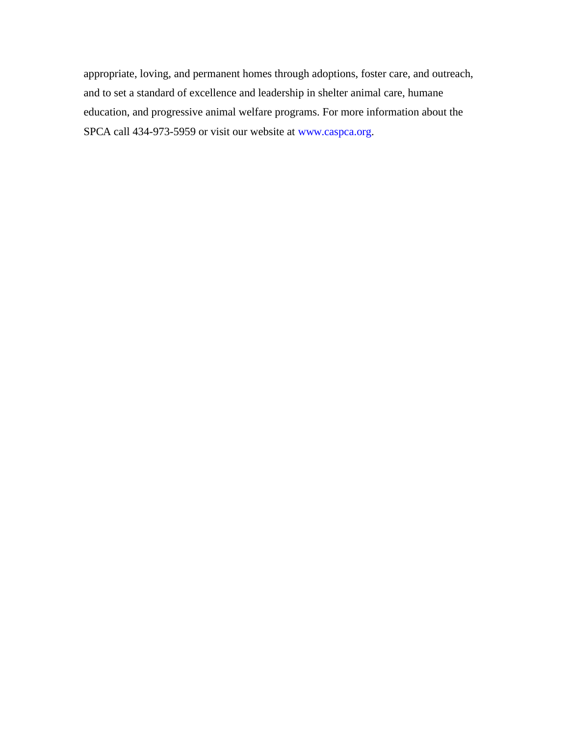appropriate, loving, and permanent homes through adoptions, foster care, and outreach, and to set a standard of excellence and leadership in shelter animal care, humane education, and progressive animal welfare programs. For more information about the SPCA call 434-973-5959 or visit our website at www.caspca.org.